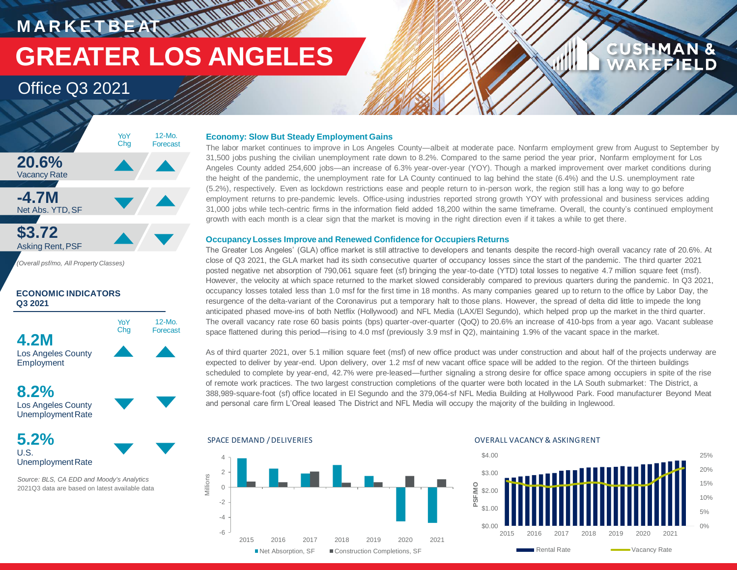# MARKETBEAT

# GREATER LOS ANGELES

## Office Q3 2021

| | YoY Chg | 12-Mo. Forecast |
|---|---|---|
| **20.6%** Vacancy Rate | ▲ | ▲ |
| **-4.7M** Net Abs. YTD, SF | ▼ | ▲ |
| **$3.72** Asking Rent, PSF | ▲ | ▼ |

*(Overall psf/mo, All Property Classes)*

### ECONOMIC INDICATORS Q3 2021

| | YoY Chg | 12-Mo. Forecast |
|---|---|---|
| **4.2M** Los Angeles County Employment | ▲ | ▲ |
| **8.2%** Los Angeles County Unemployment Rate | ▼ | ▼ |
| **5.2%** U.S. Unemployment Rate | ▼ | ▼ |

*Source: BLS, CA EDD and Moody's Analytics*
2021Q3 data are based on latest available data

### Economy: Slow But Steady Employment Gains

The labor market continues to improve in Los Angeles County—albeit at moderate pace. Nonfarm employment grew from August to September by 31,500 jobs pushing the civilian unemployment rate down to 8.2%. Compared to the same period the year prior, Nonfarm employment for Los Angeles County added 254,600 jobs—an increase of 6.3% year-over-year (YOY). Though a marked improvement over market conditions during the height of the pandemic, the unemployment rate for LA County continued to lag behind the state (6.4%) and the U.S. unemployment rate (5.2%), respectively. Even as lockdown restrictions ease and people return to in-person work, the region still has a long way to go before employment returns to pre-pandemic levels. Office-using industries reported strong growth YOY with professional and business services adding 31,000 jobs while tech-centric firms in the information field added 18,200 within the same timeframe. Overall, the county's continued employment growth with each month is a clear sign that the market is moving in the right direction even if it takes a while to get there.

### Occupancy Losses Improve and Renewed Confidence for Occupiers Returns

The Greater Los Angeles' (GLA) office market is still attractive to developers and tenants despite the record-high overall vacancy rate of 20.6%. At close of Q3 2021, the GLA market had its sixth consecutive quarter of occupancy losses since the start of the pandemic. The third quarter 2021 posted negative net absorption of 790,061 square feet (sf) bringing the year-to-date (YTD) total losses to negative 4.7 million square feet (msf). However, the velocity at which space returned to the market slowed considerably compared to previous quarters during the pandemic. In Q3 2021, occupancy losses totaled less than 1.0 msf for the first time in 18 months. As many companies geared up to return to the office by Labor Day, the resurgence of the delta-variant of the Coronavirus put a temporary halt to those plans. However, the spread of delta did little to impede the long anticipated phased move-ins of both Netflix (Hollywood) and NFL Media (LAX/El Segundo), which helped prop up the market in the third quarter. The overall vacancy rate rose 60 basis points (bps) quarter-over-quarter (QoQ) to 20.6% an increase of 410-bps from a year ago. Vacant sublease space flattened during this period—rising to 4.0 msf (previously 3.9 msf in Q2), maintaining 1.9% of the vacant space in the market.

As of third quarter 2021, over 5.1 million square feet (msf) of new office product was under construction and about half of the projects underway are expected to deliver by year-end. Upon delivery, over 1.2 msf of new vacant office space will be added to the region. Of the thirteen buildings scheduled to complete by year-end, 42.7% were pre-leased—further signaling a strong desire for office space among occupiers in spite of the rise of remote work practices. The two largest construction completions of the quarter were both located in the LA South submarket: The District, a 388,989-square-foot (sf) office located in El Segundo and the 379,064-sf NFL Media Building at Hollywood Park. Food manufacturer Beyond Meat and personal care firm L'Oreal leased The District and NFL Media will occupy the majority of the building in Inglewood.

SPACE DEMAND / DELIVERIES

(Chart: Net Absorption, SF and Construction Completions, SF, in Millions, 2015–2021)

OVERALL VACANCY & ASKING RENT

(Chart: Rental Rate (PSF/MO) and Vacancy Rate, 2015–2021)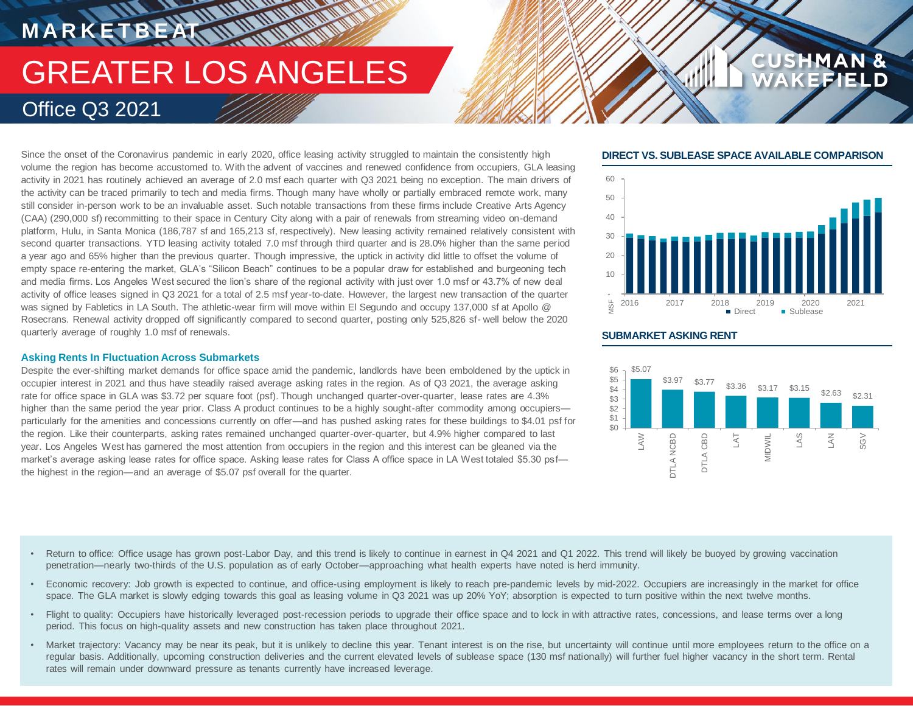# MARKETBEAT

# GREATER LOS ANGELES

## Office Q3 2021

Since the onset of the Coronavirus pandemic in early 2020, office leasing activity struggled to maintain the consistently high volume the region has become accustomed to. With the advent of vaccines and renewed confidence from occupiers, GLA leasing activity in 2021 has routinely achieved an average of 2.0 msf each quarter with Q3 2021 being no exception. The main drivers of the activity can be traced primarily to tech and media firms. Though many have wholly or partially embraced remote work, many still consider in-person work to be an invaluable asset. Such notable transactions from these firms include Creative Arts Agency (CAA) (290,000 sf) recommitting to their space in Century City along with a pair of renewals from streaming video on-demand platform, Hulu, in Santa Monica (186,787 sf and 165,213 sf, respectively). New leasing activity remained relatively consistent with second quarter transactions. YTD leasing activity totaled 7.0 msf through third quarter and is 28.0% higher than the same period a year ago and 65% higher than the previous quarter. Though impressive, the uptick in activity did little to offset the volume of empty space re-entering the market, GLA's "Silicon Beach" continues to be a popular draw for established and burgeoning tech and media firms. Los Angeles West secured the lion's share of the regional activity with just over 1.0 msf or 43.7% of new deal activity of office leases signed in Q3 2021 for a total of 2.5 msf year-to-date. However, the largest new transaction of the quarter was signed by Fabletics in LA South. The athletic-wear firm will move within El Segundo and occupy 137,000 sf at Apollo @ Rosecrans. Renewal activity dropped off significantly compared to second quarter, posting only 525,826 sf- well below the 2020 quarterly average of roughly 1.0 msf of renewals.

### Asking Rents In Fluctuation Across Submarkets

Despite the ever-shifting market demands for office space amid the pandemic, landlords have been emboldened by the uptick in occupier interest in 2021 and thus have steadily raised average asking rates in the region. As of Q3 2021, the average asking rate for office space in GLA was $3.72 per square foot (psf). Though unchanged quarter-over-quarter, lease rates are 4.3% higher than the same period the year prior. Class A product continues to be a highly sought-after commodity among occupiers—particularly for the amenities and concessions currently on offer—and has pushed asking rates for these buildings to $4.01 psf for the region. Like their counterparts, asking rates remained unchanged quarter-over-quarter, but 4.9% higher compared to last year. Los Angeles West has garnered the most attention from occupiers in the region and this interest can be gleaned via the market's average asking lease rates for office space. Asking lease rates for Class A office space in LA West totaled $5.30 psf—the highest in the region—and an average of $5.07 psf overall for the quarter.

### DIRECT VS. SUBLEASE SPACE AVAILABLE COMPARISON

MSF; Direct / Sublease, 2016–2021

### SUBMARKET ASKING RENT

| Submarket | Asking Rent |
|---|---|
| LAW | $5.07 |
| DTLA NCBD | $3.97 |
| DTLA CBD | $3.77 |
| LAT | $3.36 |
| MIDWIL | $3.17 |
| LAS | $3.15 |
| LAN | $2.63 |
| SGV | $2.31 |

- Return to office: Office usage has grown post-Labor Day, and this trend is likely to continue in earnest in Q4 2021 and Q1 2022. This trend will likely be buoyed by growing vaccination penetration—nearly two-thirds of the U.S. population as of early October—approaching what health experts have noted is herd immunity.
- Economic recovery: Job growth is expected to continue, and office-using employment is likely to reach pre-pandemic levels by mid-2022. Occupiers are increasingly in the market for office space. The GLA market is slowly edging towards this goal as leasing volume in Q3 2021 was up 20% YoY; absorption is expected to turn positive within the next twelve months.
- Flight to quality: Occupiers have historically leveraged post-recession periods to upgrade their office space and to lock in with attractive rates, concessions, and lease terms over a long period. This focus on high-quality assets and new construction has taken place throughout 2021.
- Market trajectory: Vacancy may be near its peak, but it is unlikely to decline this year. Tenant interest is on the rise, but uncertainty will continue until more employees return to the office on a regular basis. Additionally, upcoming construction deliveries and the current elevated levels of sublease space (130 msf nationally) will further fuel higher vacancy in the short term. Rental rates will remain under downward pressure as tenants currently have increased leverage.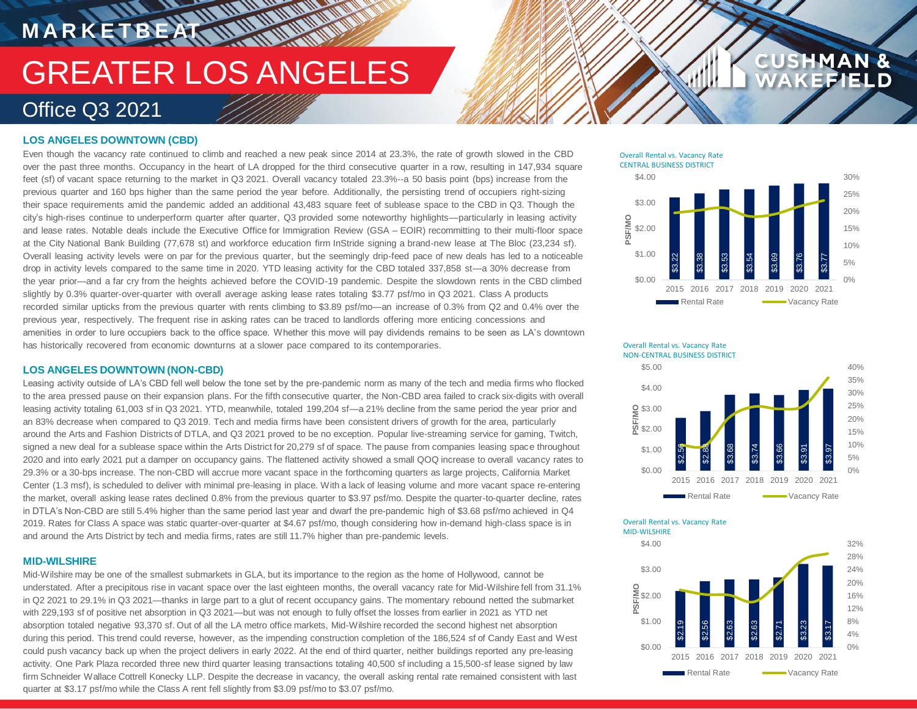# MARKETBEAT

# GREATER LOS ANGELES

## Office Q3 2021

### LOS ANGELES DOWNTOWN (CBD)

Even though the vacancy rate continued to climb and reached a new peak since 2014 at 23.3%, the rate of growth slowed in the CBD over the past three months. Occupancy in the heart of LA dropped for the third consecutive quarter in a row, resulting in 147,934 square feet (sf) of vacant space returning to the market in Q3 2021. Overall vacancy totaled 23.3%--a 50 basis point (bps) increase from the previous quarter and 160 bps higher than the same period the year before. Additionally, the persisting trend of occupiers right-sizing their space requirements amid the pandemic added an additional 43,483 square feet of sublease space to the CBD in Q3. Though the city's high-rises continue to underperform quarter after quarter, Q3 provided some noteworthy highlights—particularly in leasing activity and lease rates. Notable deals include the Executive Office for Immigration Review (GSA – EOIR) recommitting to their multi-floor space at the City National Bank Building (77,678 st) and workforce education firm InStride signing a brand-new lease at The Bloc (23,234 sf). Overall leasing activity levels were on par for the previous quarter, but the seemingly drip-feed pace of new deals has led to a noticeable drop in activity levels compared to the same time in 2020. YTD leasing activity for the CBD totaled 337,858 st—a 30% decrease from the year prior—and a far cry from the heights achieved before the COVID-19 pandemic. Despite the slowdown rents in the CBD climbed slightly by 0.3% quarter-over-quarter with overall average asking lease rates totaling $3.77 psf/mo in Q3 2021. Class A products recorded similar upticks from the previous quarter with rents climbing to $3.89 psf/mo—an increase of 0.3% from Q2 and 0.4% over the previous year, respectively. The frequent rise in asking rates can be traced to landlords offering more enticing concessions and amenities in order to lure occupiers back to the office space. Whether this move will pay dividends remains to be seen as LA's downtown has historically recovered from economic downturns at a slower pace compared to its contemporaries.

**Overall Rental vs. Vacancy Rate — CENTRAL BUSINESS DISTRICT**

| Year | Rental Rate (PSF/MO) |
|---|---|
| 2015 | $3.22 |
| 2016 | $3.38 |
| 2017 | $3.53 |
| 2018 | $3.54 |
| 2019 | $3.69 |
| 2020 | $3.76 |
| 2021 | $3.77 |

### LOS ANGELES DOWNTOWN (NON-CBD)

Leasing activity outside of LA's CBD fell well below the tone set by the pre-pandemic norm as many of the tech and media firms who flocked to the area pressed pause on their expansion plans. For the fifth consecutive quarter, the Non-CBD area failed to crack six-digits with overall leasing activity totaling 61,003 sf in Q3 2021. YTD, meanwhile, totaled 199,204 sf—a 21% decline from the same period the year prior and an 83% decrease when compared to Q3 2019. Tech and media firms have been consistent drivers of growth for the area, particularly around the Arts and Fashion Districts of DTLA, and Q3 2021 proved to be no exception. Popular live-streaming service for gaming, Twitch, signed a new deal for a sublease space within the Arts District for 20,279 sf of space. The pause from companies leasing space throughout 2020 and into early 2021 put a damper on occupancy gains. The flattened activity showed a small QOQ increase to overall vacancy rates to 29.3% or a 30-bps increase. The non-CBD will accrue more vacant space in the forthcoming quarters as large projects, California Market Center (1.3 msf), is scheduled to deliver with minimal pre-leasing in place. With a lack of leasing volume and more vacant space re-entering the market, overall asking lease rates declined 0.8% from the previous quarter to $3.97 psf/mo. Despite the quarter-to-quarter decline, rates in DTLA's Non-CBD are still 5.4% higher than the same period last year and dwarf the pre-pandemic high of $3.68 psf/mo achieved in Q4 2019. Rates for Class A space was static quarter-over-quarter at $4.67 psf/mo, though considering how in-demand high-class space is in and around the Arts District by tech and media firms, rates are still 11.7% higher than pre-pandemic levels.

**Overall Rental vs. Vacancy Rate — NON-CENTRAL BUSINESS DISTRICT**

| Year | Rental Rate (PSF/MO) |
|---|---|
| 2015 | $2.56 |
| 2016 | $2.88 |
| 2017 | $3.68 |
| 2018 | $3.74 |
| 2019 | $3.66 |
| 2020 | $3.91 |
| 2021 | $3.97 |

### MID-WILSHIRE

Mid-Wilshire may be one of the smallest submarkets in GLA, but its importance to the region as the home of Hollywood, cannot be understated. After a precipitous rise in vacant space over the last eighteen months, the overall vacancy rate for Mid-Wilshire fell from 31.1% in Q2 2021 to 29.1% in Q3 2021—thanks in large part to a glut of recent occupancy gains. The momentary rebound netted the submarket with 229,193 sf of positive net absorption in Q3 2021—but was not enough to fully offset the losses from earlier in 2021 as YTD net absorption totaled negative 93,370 sf. Out of all the LA metro office markets, Mid-Wilshire recorded the second highest net absorption during this period. This trend could reverse, however, as the impending construction completion of the 186,524 sf of Candy East and West could push vacancy back up when the project delivers in early 2022. At the end of third quarter, neither buildings reported any pre-leasing activity. One Park Plaza recorded three new third quarter leasing transactions totaling 40,500 sf including a 15,500-sf lease signed by law firm Schneider Wallace Cottrell Konecky LLP. Despite the decrease in vacancy, the overall asking rental rate remained consistent with last quarter at $3.17 psf/mo while the Class A rent fell slightly from $3.09 psf/mo to $3.07 psf/mo.

**Overall Rental vs. Vacancy Rate — MID-WILSHIRE**

| Year | Rental Rate (PSF/MO) |
|---|---|
| 2015 | $2.19 |
| 2016 | $2.56 |
| 2017 | $2.63 |
| 2018 | $2.63 |
| 2019 | $2.71 |
| 2020 | $3.23 |
| 2021 | $3.17 |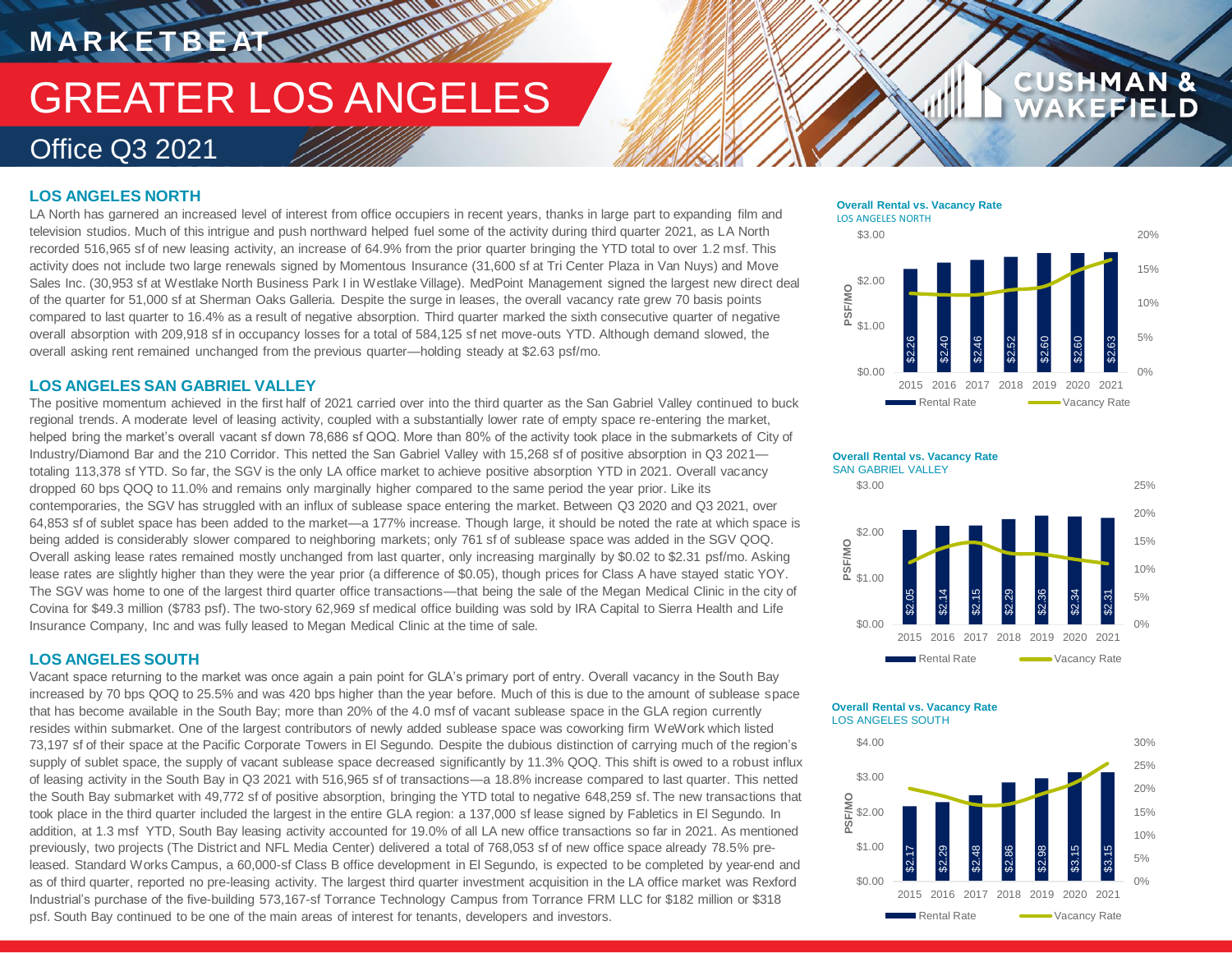# MARKETBEAT

# GREATER LOS ANGELES

## Office Q3 2021

### LOS ANGELES NORTH

LA North has garnered an increased level of interest from office occupiers in recent years, thanks in large part to expanding film and television studios. Much of this intrigue and push northward helped fuel some of the activity during third quarter 2021, as LA North recorded 516,965 sf of new leasing activity, an increase of 64.9% from the prior quarter bringing the YTD total to over 1.2 msf. This activity does not include two large renewals signed by Momentous Insurance (31,600 sf at Tri Center Plaza in Van Nuys) and Move Sales Inc. (30,953 sf at Westlake North Business Park I in Westlake Village). MedPoint Management signed the largest new direct deal of the quarter for 51,000 sf at Sherman Oaks Galleria. Despite the surge in leases, the overall vacancy rate grew 70 basis points compared to last quarter to 16.4% as a result of negative absorption. Third quarter marked the sixth consecutive quarter of negative overall absorption with 209,918 sf in occupancy losses for a total of 584,125 sf net move-outs YTD. Although demand slowed, the overall asking rent remained unchanged from the previous quarter—holding steady at $2.63 psf/mo.

**Overall Rental vs. Vacancy Rate**
LOS ANGELES NORTH

| Year | Rental Rate (PSF/MO) |
|---|---|
| 2015 | $2.26 |
| 2016 | $2.40 |
| 2017 | $2.46 |
| 2018 | $2.52 |
| 2019 | $2.60 |
| 2020 | $2.60 |
| 2021 | $2.63 |

### LOS ANGELES SAN GABRIEL VALLEY

The positive momentum achieved in the first half of 2021 carried over into the third quarter as the San Gabriel Valley continued to buck regional trends. A moderate level of leasing activity, coupled with a substantially lower rate of empty space re-entering the market, helped bring the market's overall vacant sf down 78,686 sf QOQ. More than 80% of the activity took place in the submarkets of City of Industry/Diamond Bar and the 210 Corridor. This netted the San Gabriel Valley with 15,268 sf of positive absorption in Q3 2021—totaling 113,378 sf YTD. So far, the SGV is the only LA office market to achieve positive absorption YTD in 2021. Overall vacancy dropped 60 bps QOQ to 11.0% and remains only marginally higher compared to the same period the year prior. Like its contemporaries, the SGV has struggled with an influx of sublease space entering the market. Between Q3 2020 and Q3 2021, over 64,853 sf of sublet space has been added to the market—a 177% increase. Though large, it should be noted the rate at which space is being added is considerably slower compared to neighboring markets; only 761 sf of sublease space was added in the SGV QOQ. Overall asking lease rates remained mostly unchanged from last quarter, only increasing marginally by $0.02 to $2.31 psf/mo. Asking lease rates are slightly higher than they were the year prior (a difference of $0.05), though prices for Class A have stayed static YOY. The SGV was home to one of the largest third quarter office transactions—that being the sale of the Megan Medical Clinic in the city of Covina for $49.3 million ($783 psf). The two-story 62,969 sf medical office building was sold by IRA Capital to Sierra Health and Life Insurance Company, Inc and was fully leased to Megan Medical Clinic at the time of sale.

**Overall Rental vs. Vacancy Rate**
SAN GABRIEL VALLEY

| Year | Rental Rate (PSF/MO) |
|---|---|
| 2015 | $2.05 |
| 2016 | $2.14 |
| 2017 | $2.15 |
| 2018 | $2.29 |
| 2019 | $2.36 |
| 2020 | $2.34 |
| 2021 | $2.31 |

### LOS ANGELES SOUTH

Vacant space returning to the market was once again a pain point for GLA's primary port of entry. Overall vacancy in the South Bay increased by 70 bps QOQ to 25.5% and was 420 bps higher than the year before. Much of this is due to the amount of sublease space that has become available in the South Bay; more than 20% of the 4.0 msf of vacant sublease space in the GLA region currently resides within submarket. One of the largest contributors of newly added sublease space was coworking firm WeWork which listed 73,197 sf of their space at the Pacific Corporate Towers in El Segundo. Despite the dubious distinction of carrying much of the region's supply of sublet space, the supply of vacant sublease space decreased significantly by 11.3% QOQ. This shift is owed to a robust influx of leasing activity in the South Bay in Q3 2021 with 516,965 sf of transactions—a 18.8% increase compared to last quarter. This netted the South Bay submarket with 49,772 sf of positive absorption, bringing the YTD total to negative 648,259 sf. The new transactions that took place in the third quarter included the largest in the entire GLA region: a 137,000 sf lease signed by Fabletics in El Segundo. In addition, at 1.3 msf YTD, South Bay leasing activity accounted for 19.0% of all LA new office transactions so far in 2021. As mentioned previously, two projects (The District and NFL Media Center) delivered a total of 768,053 sf of new office space already 78.5% pre-leased. Standard Works Campus, a 60,000-sf Class B office development in El Segundo, is expected to be completed by year-end and as of third quarter, reported no pre-leasing activity. The largest third quarter investment acquisition in the LA office market was Rexford Industrial's purchase of the five-building 573,167-sf Torrance Technology Campus from Torrance FRM LLC for $182 million or $318 psf. South Bay continued to be one of the main areas of interest for tenants, developers and investors.

**Overall Rental vs. Vacancy Rate**
LOS ANGELES SOUTH

| Year | Rental Rate (PSF/MO) |
|---|---|
| 2015 | $2.17 |
| 2016 | $2.29 |
| 2017 | $2.48 |
| 2018 | $2.86 |
| 2019 | $2.98 |
| 2020 | $3.15 |
| 2021 | $3.15 |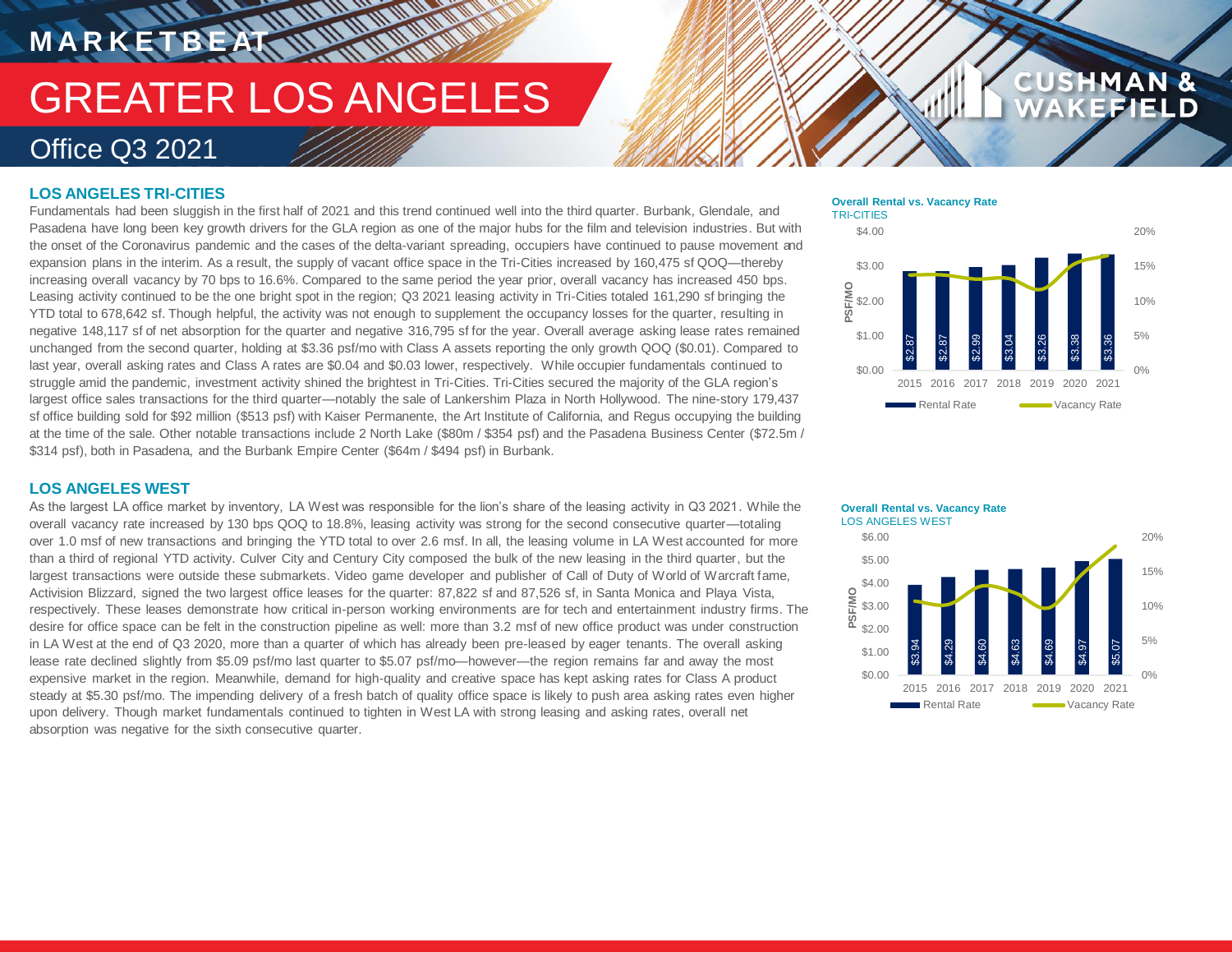# MARKETBEAT

# GREATER LOS ANGELES

## Office Q3 2021

### LOS ANGELES TRI-CITIES

Fundamentals had been sluggish in the first half of 2021 and this trend continued well into the third quarter. Burbank, Glendale, and Pasadena have long been key growth drivers for the GLA region as one of the major hubs for the film and television industries. But with the onset of the Coronavirus pandemic and the cases of the delta-variant spreading, occupiers have continued to pause movement and expansion plans in the interim. As a result, the supply of vacant office space in the Tri-Cities increased by 160,475 sf QOQ—thereby increasing overall vacancy by 70 bps to 16.6%. Compared to the same period the year prior, overall vacancy has increased 450 bps. Leasing activity continued to be the one bright spot in the region; Q3 2021 leasing activity in Tri-Cities totaled 161,290 sf bringing the YTD total to 678,642 sf. Though helpful, the activity was not enough to supplement the occupancy losses for the quarter, resulting in negative 148,117 sf of net absorption for the quarter and negative 316,795 sf for the year. Overall average asking lease rates remained unchanged from the second quarter, holding at $3.36 psf/mo with Class A assets reporting the only growth QOQ ($0.01). Compared to last year, overall asking rates and Class A rates are $0.04 and $0.03 lower, respectively. While occupier fundamentals continued to struggle amid the pandemic, investment activity shined the brightest in Tri-Cities. Tri-Cities secured the majority of the GLA region's largest office sales transactions for the third quarter—notably the sale of Lankershim Plaza in North Hollywood. The nine-story 179,437 sf office building sold for $92 million ($513 psf) with Kaiser Permanente, the Art Institute of California, and Regus occupying the building at the time of the sale. Other notable transactions include 2 North Lake ($80m / $354 psf) and the Pasadena Business Center ($72.5m / $314 psf), both in Pasadena, and the Burbank Empire Center ($64m / $494 psf) in Burbank.

**Overall Rental vs. Vacancy Rate**
TRI-CITIES

| Year | Rental Rate (PSF/MO) |
|---|---|
| 2015 | $2.87 |
| 2016 | $2.87 |
| 2017 | $2.99 |
| 2018 | $3.04 |
| 2019 | $3.26 |
| 2020 | $3.38 |
| 2021 | $3.36 |

### LOS ANGELES WEST

As the largest LA office market by inventory, LA West was responsible for the lion's share of the leasing activity in Q3 2021. While the overall vacancy rate increased by 130 bps QOQ to 18.8%, leasing activity was strong for the second consecutive quarter—totaling over 1.0 msf of new transactions and bringing the YTD total to over 2.6 msf. In all, the leasing volume in LA West accounted for more than a third of regional YTD activity. Culver City and Century City composed the bulk of the new leasing in the third quarter, but the largest transactions were outside these submarkets. Video game developer and publisher of Call of Duty of World of Warcraft fame, Activision Blizzard, signed the two largest office leases for the quarter: 87,822 sf and 87,526 sf, in Santa Monica and Playa Vista, respectively. These leases demonstrate how critical in-person working environments are for tech and entertainment industry firms. The desire for office space can be felt in the construction pipeline as well: more than 3.2 msf of new office product was under construction in LA West at the end of Q3 2020, more than a quarter of which has already been pre-leased by eager tenants. The overall asking lease rate declined slightly from $5.09 psf/mo last quarter to $5.07 psf/mo—however—the region remains far and away the most expensive market in the region. Meanwhile, demand for high-quality and creative space has kept asking rates for Class A product steady at $5.30 psf/mo. The impending delivery of a fresh batch of quality office space is likely to push area asking rates even higher upon delivery. Though market fundamentals continued to tighten in West LA with strong leasing and asking rates, overall net absorption was negative for the sixth consecutive quarter.

**Overall Rental vs. Vacancy Rate**
LOS ANGELES WEST

| Year | Rental Rate (PSF/MO) |
|---|---|
| 2015 | $3.94 |
| 2016 | $4.29 |
| 2017 | $4.60 |
| 2018 | $4.63 |
| 2019 | $4.69 |
| 2020 | $4.97 |
| 2021 | $5.07 |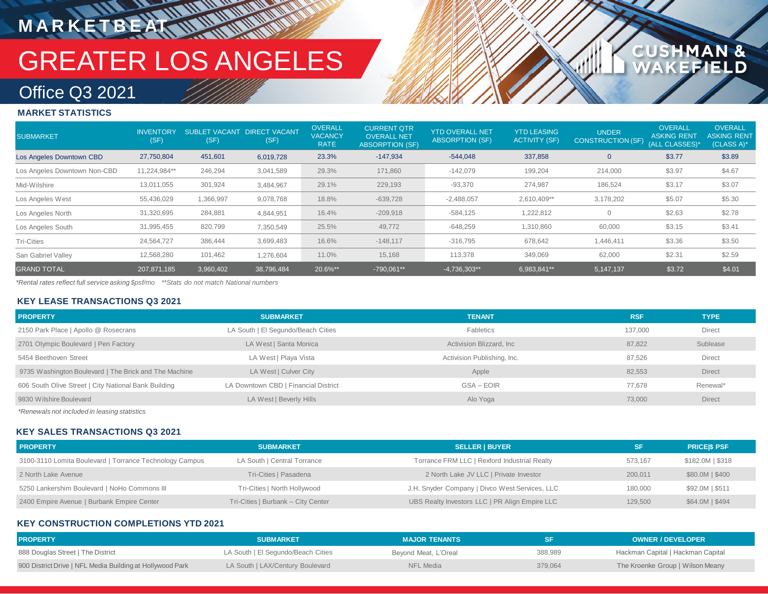# MARKETBEAT

# GREATER LOS ANGELES

## Office Q3 2021

### MARKET STATISTICS

| SUBMARKET | INVENTORY (SF) | SUBLET VACANT (SF) | DIRECT VACANT (SF) | OVERALL VACANCY RATE | CURRENT QTR OVERALL NET ABSORPTION (SF) | YTD OVERALL NET ABSORPTION (SF) | YTD LEASING ACTIVITY (SF) | UNDER CONSTRUCTION (SF) | OVERALL ASKING RENT (ALL CLASSES)* | OVERALL ASKING RENT (CLASS A)* |
|---|---|---|---|---|---|---|---|---|---|---|
| Los Angeles Downtown CBD | 27,750,804 | 451,601 | 6,019,728 | 23.3% | -147,934 | -544,048 | 337,858 | 0 | $3.77 | $3.89 |
| Los Angeles Downtown Non-CBD | 11,224,984** | 246,294 | 3,041,589 | 29.3% | 171,860 | -142,079 | 199,204 | 214,000 | $3.97 | $4.67 |
| Mid-Wilshire | 13,011,055 | 301,924 | 3,484,967 | 29.1% | 229,193 | -93,370 | 274,987 | 186,524 | $3.17 | $3.07 |
| Los Angeles West | 55,436,029 | 1,366,997 | 9,078,768 | 18.8% | -639,728 | -2,488,057 | 2,610,409** | 3,178,202 | $5.07 | $5.30 |
| Los Angeles North | 31,320,695 | 284,881 | 4,844,951 | 16.4% | -209,918 | -584,125 | 1,222,812 | 0 | $2.63 | $2.78 |
| Los Angeles South | 31,995,455 | 820,799 | 7,350,549 | 25.5% | 49,772 | -648,259 | 1,310,860 | 60,000 | $3.15 | $3.41 |
| Tri-Cities | 24,564,727 | 386,444 | 3,699,483 | 16.6% | -148,117 | -316,795 | 678,642 | 1,446,411 | $3.36 | $3.50 |
| San Gabriel Valley | 12,568,280 | 101,462 | 1,276,604 | 11.0% | 15,168 | 113,378 | 349,069 | 62,000 | $2.31 | $2.59 |
| GRAND TOTAL | 207,871,185 | 3,960,402 | 38,796,484 | 20.6%** | -790,061** | -4,736,303** | 6,983,841** | 5,147,137 | $3.72 | $4.01 |

*Rental rates reflect full service asking $psf/mo **Stats do not match National numbers

### KEY LEASE TRANSACTIONS Q3 2021

| PROPERTY | SUBMARKET | TENANT | RSF | TYPE |
|---|---|---|---|---|
| 2150 Park Place \| Apollo @ Rosecrans | LA South \| El Segundo/Beach Cities | Fabletics | 137,000 | Direct |
| 2701 Olympic Boulevard \| Pen Factory | LA West \| Santa Monica | Activision Blizzard, Inc | 87,822 | Sublease |
| 5454 Beethoven Street | LA West \| Playa Vista | Activision Publishing, Inc. | 87,526 | Direct |
| 9735 Washington Boulevard \| The Brick and The Machine | LA West \| Culver City | Apple | 82,553 | Direct |
| 606 South Olive Street \| City National Bank Building | LA Downtown CBD \| Financial District | GSA – EOIR | 77,678 | Renewal* |
| 9830 Wilshire Boulevard | LA West \| Beverly Hills | Alo Yoga | 73,000 | Direct |

*Renewals not included in leasing statistics

### KEY SALES TRANSACTIONS Q3 2021

| PROPERTY | SUBMARKET | SELLER \| BUYER | SF | PRICE\|$ PSF |
|---|---|---|---|---|
| 3100-3110 Lomita Boulevard \| Torrance Technology Campus | LA South \| Central Torrance | Torrance FRM LLC \| Rexford Industrial Realty | 573,167 | $182.0M \| $318 |
| 2 North Lake Avenue | Tri-Cities \| Pasadena | 2 North Lake JV LLC \| Private Investor | 200,011 | $80.0M \| $400 |
| 5250 Lankershim Boulevard \| NoHo Commons III | Tri-Cities \| North Hollywood | J.H. Snyder Company \| Divco West Services, LLC | 180,000 | $92.0M \| $511 |
| 2400 Empire Avenue \| Burbank Empire Center | Tri-Cities \| Burbank – City Center | UBS Realty Investors LLC \| PR Align Empire LLC | 129,500 | $64.0M \| $494 |

### KEY CONSTRUCTION COMPLETIONS YTD 2021

| PROPERTY | SUBMARKET | MAJOR TENANTS | SF | OWNER / DEVELOPER |
|---|---|---|---|---|
| 888 Douglas Street \| The District | LA South \| El Segundo/Beach Cities | Beyond Meat, L'Oreal | 388,989 | Hackman Capital \| Hackman Capital |
| 900 District Drive \| NFL Media Building at Hollywood Park | LA South \| LAX/Century Boulevard | NFL Media | 379,064 | The Kroenke Group \| Wilson Meany |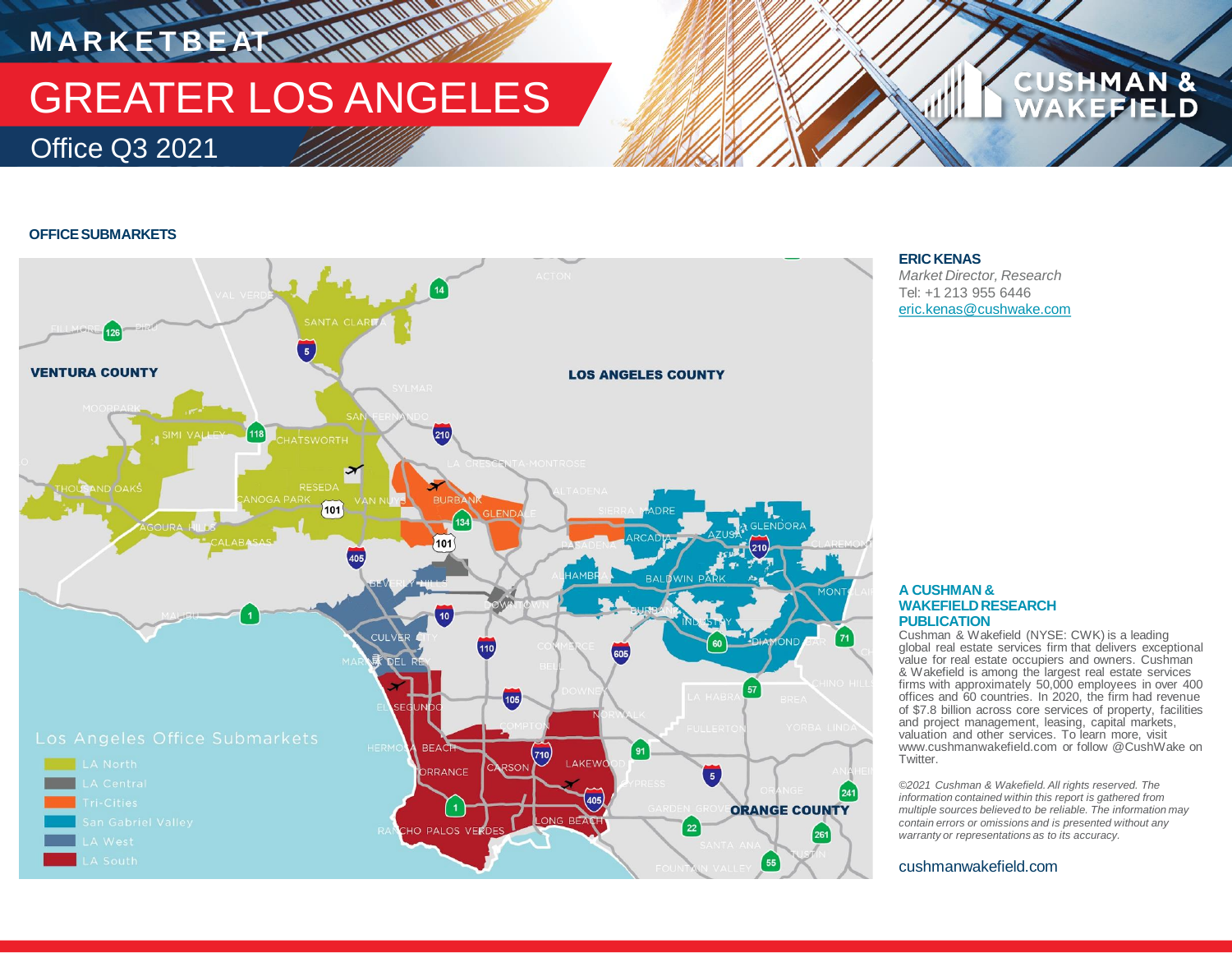MARKETBEAT

# GREATER LOS ANGELES

Office Q3 2021

**OFFICE SUBMARKETS**

Los Angeles Office Submarkets

- LA North
- LA Central
- Tri-Cities
- San Gabriel Valley
- LA West
- LA South

VENTURA COUNTY

LOS ANGELES COUNTY

ORANGE COUNTY

**ERIC KENAS**
*Market Director, Research*
Tel: +1 213 955 6446
eric.kenas@cushwake.com

**A CUSHMAN & WAKEFIELD RESEARCH PUBLICATION**

Cushman & Wakefield (NYSE: CWK) is a leading global real estate services firm that delivers exceptional value for real estate occupiers and owners. Cushman & Wakefield is among the largest real estate services firms with approximately 50,000 employees in over 400 offices and 60 countries. In 2020, the firm had revenue of $7.8 billion across core services of property, facilities and project management, leasing, capital markets, valuation and other services. To learn more, visit www.cushmanwakefield.com or follow @CushWake on Twitter.

*©2021 Cushman & Wakefield. All rights reserved. The information contained within this report is gathered from multiple sources believed to be reliable. The information may contain errors or omissions and is presented without any warranty or representations as to its accuracy.*

cushmanwakefield.com